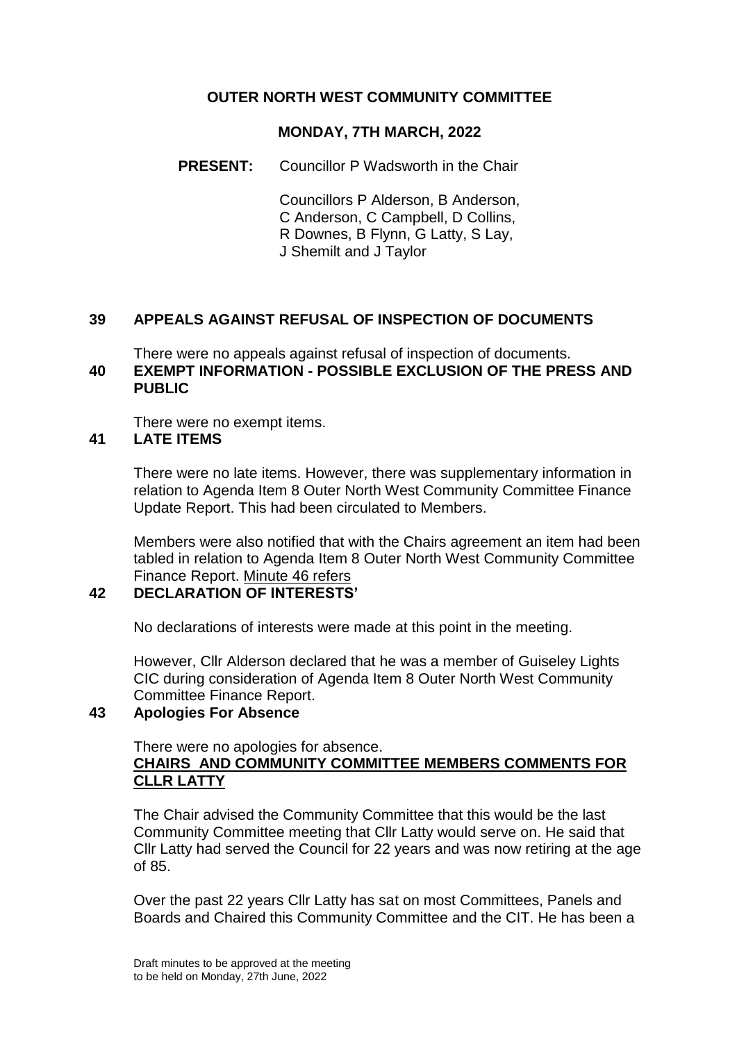# OUTER NORTH WEST COMMUNITY COMMITTEE

## MONDAY, 7TH MARCH, 2022

**PRESENT:** Councillor P Wadsworth in the Chair

Councillors P Alderson, B Anderson, C Anderson, C Campbell, D Collins, R Downes, B Flynn, G Latty, S Lay, J Shemilt and J Taylor

### 39 APPEALS AGAINST REFUSAL OF INSPECTION OF DOCUMENTS

There were no appeals against refusal of inspection of documents.

### 40 EXEMPT INFORMATION - POSSIBLE EXCLUSION OF THE PRESS AND PUBLIC

There were no exempt items.

### 41 LATE ITEMS

There were no late items. However, there was supplementary information in relation to Agenda Item 8 Outer North West Community Committee Finance Update Report. This had been circulated to Members.

Members were also notified that with the Chairs agreement an item had been tabled in relation to Agenda Item 8 Outer North West Community Committee Finance Report. Minute 46 refers

### 42 DECLARATION OF INTERESTS'

No declarations of interests were made at this point in the meeting.

However, Cllr Alderson declared that he was a member of Guiseley Lights CIC during consideration of Agenda Item 8 Outer North West Community Committee Finance Report.

### 43 Apologies For Absence

There were no apologies for absence.

**CHAIRS AND COMMUNITY COMMITTEE MEMBERS COMMENTS FOR CLLR LATTY**

The Chair advised the Community Committee that this would be the last Community Committee meeting that Cllr Latty would serve on. He said that Cllr Latty had served the Council for 22 years and was now retiring at the age of 85.

Over the past 22 years Cllr Latty has sat on most Committees, Panels and Boards and Chaired this Community Committee and the CIT. He has been a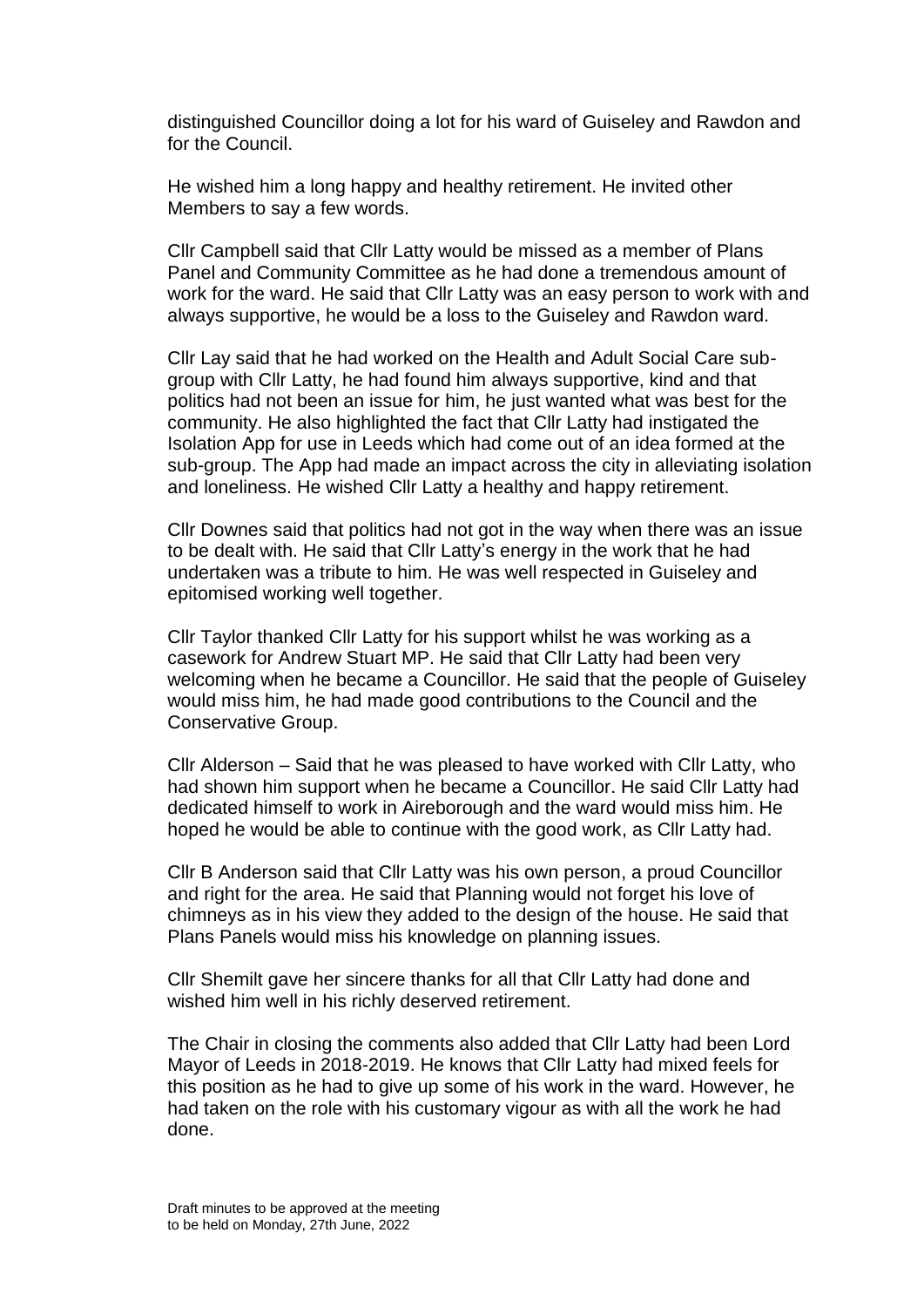distinguished Councillor doing a lot for his ward of Guiseley and Rawdon and for the Council.

He wished him a long happy and healthy retirement. He invited other Members to say a few words.

Cllr Campbell said that Cllr Latty would be missed as a member of Plans Panel and Community Committee as he had done a tremendous amount of work for the ward. He said that Cllr Latty was an easy person to work with and always supportive, he would be a loss to the Guiseley and Rawdon ward.

Cllr Lay said that he had worked on the Health and Adult Social Care sub-group with Cllr Latty, he had found him always supportive, kind and that politics had not been an issue for him, he just wanted what was best for the community. He also highlighted the fact that Cllr Latty had instigated the Isolation App for use in Leeds which had come out of an idea formed at the sub-group. The App had made an impact across the city in alleviating isolation and loneliness. He wished Cllr Latty a healthy and happy retirement.

Cllr Downes said that politics had not got in the way when there was an issue to be dealt with. He said that Cllr Latty's energy in the work that he had undertaken was a tribute to him. He was well respected in Guiseley and epitomised working well together.

Cllr Taylor thanked Cllr Latty for his support whilst he was working as a casework for Andrew Stuart MP. He said that Cllr Latty had been very welcoming when he became a Councillor. He said that the people of Guiseley would miss him, he had made good contributions to the Council and the Conservative Group.

Cllr Alderson – Said that he was pleased to have worked with Cllr Latty, who had shown him support when he became a Councillor. He said Cllr Latty had dedicated himself to work in Aireborough and the ward would miss him. He hoped he would be able to continue with the good work, as Cllr Latty had.

Cllr B Anderson said that Cllr Latty was his own person, a proud Councillor and right for the area. He said that Planning would not forget his love of chimneys as in his view they added to the design of the house. He said that Plans Panels would miss his knowledge on planning issues.

Cllr Shemilt gave her sincere thanks for all that Cllr Latty had done and wished him well in his richly deserved retirement.

The Chair in closing the comments also added that Cllr Latty had been Lord Mayor of Leeds in 2018-2019. He knows that Cllr Latty had mixed feels for this position as he had to give up some of his work in the ward. However, he had taken on the role with his customary vigour as with all the work he had done.

Draft minutes to be approved at the meeting
to be held on Monday, 27th June, 2022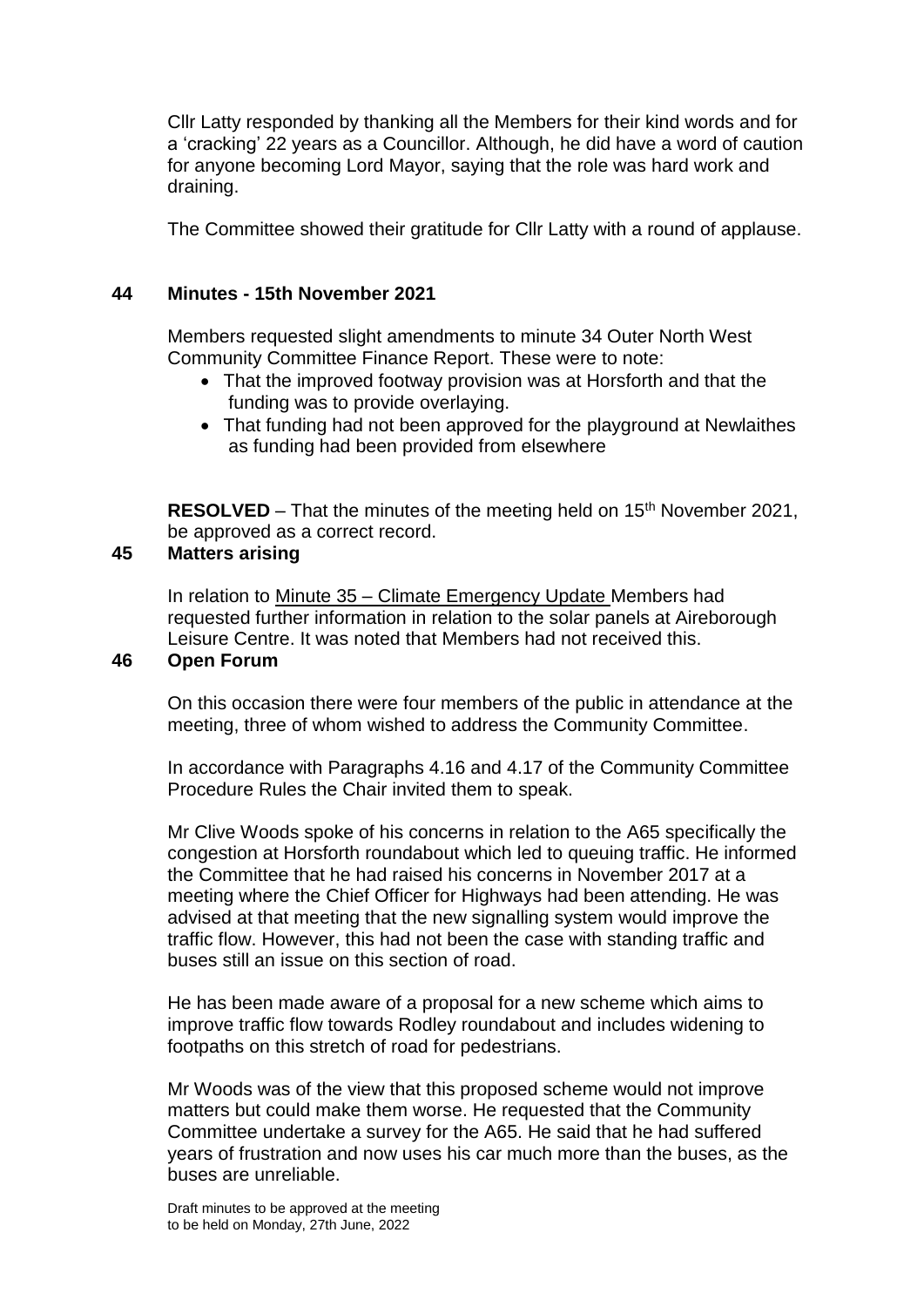Cllr Latty responded by thanking all the Members for their kind words and for a 'cracking' 22 years as a Councillor. Although, he did have a word of caution for anyone becoming Lord Mayor, saying that the role was hard work and draining.

The Committee showed their gratitude for Cllr Latty with a round of applause.

## 44 Minutes - 15th November 2021

Members requested slight amendments to minute 34 Outer North West Community Committee Finance Report. These were to note:

- That the improved footway provision was at Horsforth and that the funding was to provide overlaying.
- That funding had not been approved for the playground at Newlaithes as funding had been provided from elsewhere

**RESOLVED** – That the minutes of the meeting held on 15th November 2021, be approved as a correct record.

## 45 Matters arising

In relation to Minute 35 – Climate Emergency Update Members had requested further information in relation to the solar panels at Aireborough Leisure Centre. It was noted that Members had not received this.

## 46 Open Forum

On this occasion there were four members of the public in attendance at the meeting, three of whom wished to address the Community Committee.

In accordance with Paragraphs 4.16 and 4.17 of the Community Committee Procedure Rules the Chair invited them to speak.

Mr Clive Woods spoke of his concerns in relation to the A65 specifically the congestion at Horsforth roundabout which led to queuing traffic. He informed the Committee that he had raised his concerns in November 2017 at a meeting where the Chief Officer for Highways had been attending. He was advised at that meeting that the new signalling system would improve the traffic flow. However, this had not been the case with standing traffic and buses still an issue on this section of road.

He has been made aware of a proposal for a new scheme which aims to improve traffic flow towards Rodley roundabout and includes widening to footpaths on this stretch of road for pedestrians.

Mr Woods was of the view that this proposed scheme would not improve matters but could make them worse. He requested that the Community Committee undertake a survey for the A65. He said that he had suffered years of frustration and now uses his car much more than the buses, as the buses are unreliable.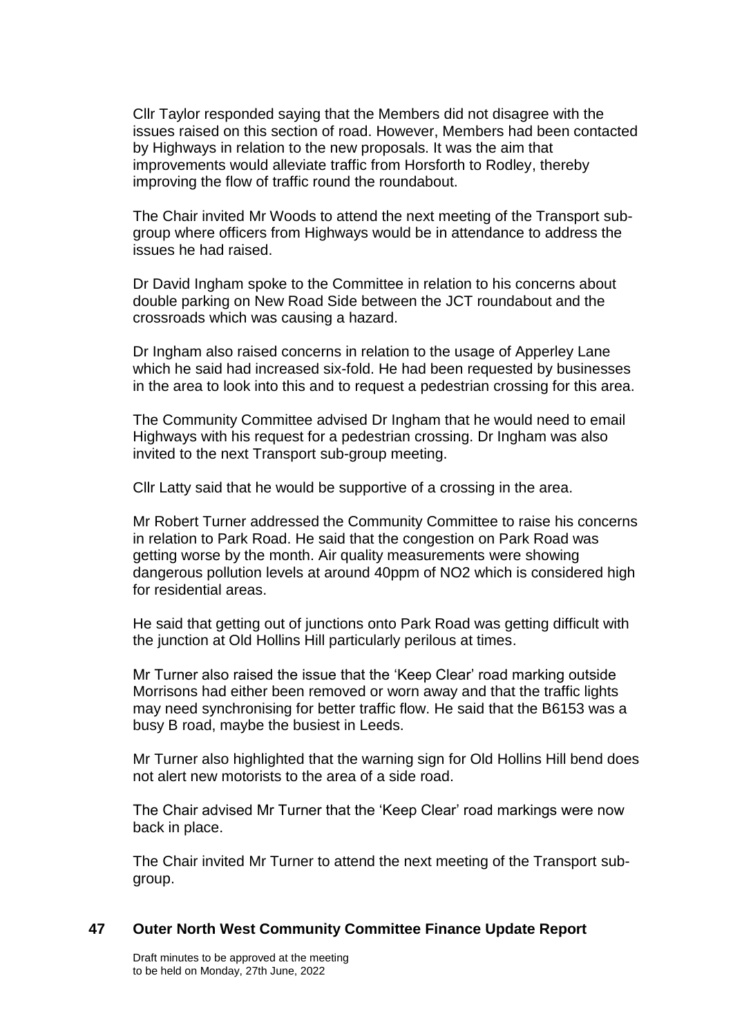Cllr Taylor responded saying that the Members did not disagree with the issues raised on this section of road. However, Members had been contacted by Highways in relation to the new proposals. It was the aim that improvements would alleviate traffic from Horsforth to Rodley, thereby improving the flow of traffic round the roundabout.

The Chair invited Mr Woods to attend the next meeting of the Transport sub-group where officers from Highways would be in attendance to address the issues he had raised.

Dr David Ingham spoke to the Committee in relation to his concerns about double parking on New Road Side between the JCT roundabout and the crossroads which was causing a hazard.

Dr Ingham also raised concerns in relation to the usage of Apperley Lane which he said had increased six-fold. He had been requested by businesses in the area to look into this and to request a pedestrian crossing for this area.

The Community Committee advised Dr Ingham that he would need to email Highways with his request for a pedestrian crossing. Dr Ingham was also invited to the next Transport sub-group meeting.

Cllr Latty said that he would be supportive of a crossing in the area.

Mr Robert Turner addressed the Community Committee to raise his concerns in relation to Park Road. He said that the congestion on Park Road was getting worse by the month. Air quality measurements were showing dangerous pollution levels at around 40ppm of $NO_2$ which is considered high for residential areas.

He said that getting out of junctions onto Park Road was getting difficult with the junction at Old Hollins Hill particularly perilous at times.

Mr Turner also raised the issue that the 'Keep Clear' road marking outside Morrisons had either been removed or worn away and that the traffic lights may need synchronising for better traffic flow. He said that the B6153 was a busy B road, maybe the busiest in Leeds.

Mr Turner also highlighted that the warning sign for Old Hollins Hill bend does not alert new motorists to the area of a side road.

The Chair advised Mr Turner that the 'Keep Clear' road markings were now back in place.

The Chair invited Mr Turner to attend the next meeting of the Transport sub-group.

## 47 Outer North West Community Committee Finance Update Report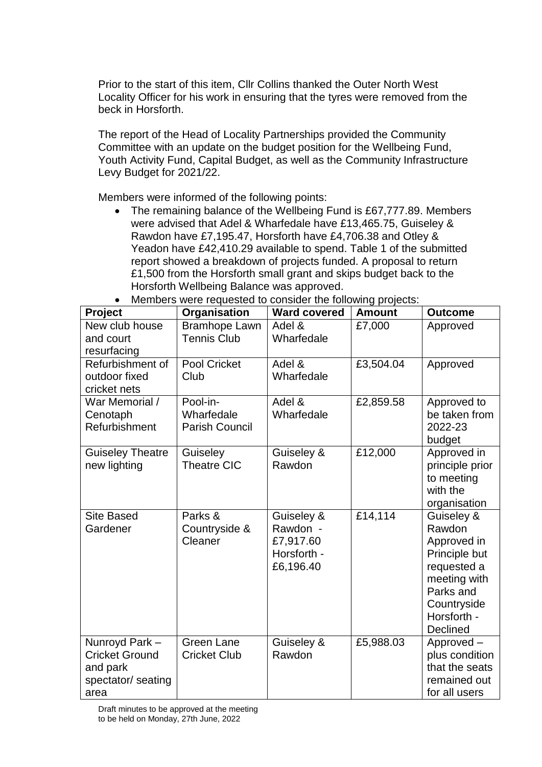Prior to the start of this item, Cllr Collins thanked the Outer North West Locality Officer for his work in ensuring that the tyres were removed from the beck in Horsforth.

The report of the Head of Locality Partnerships provided the Community Committee with an update on the budget position for the Wellbeing Fund, Youth Activity Fund, Capital Budget, as well as the Community Infrastructure Levy Budget for 2021/22.

Members were informed of the following points:

- The remaining balance of the Wellbeing Fund is £67,777.89. Members were advised that Adel & Wharfedale have £13,465.75, Guiseley & Rawdon have £7,195.47, Horsforth have £4,706.38 and Otley & Yeadon have £42,410.29 available to spend. Table 1 of the submitted report showed a breakdown of projects funded. A proposal to return £1,500 from the Horsforth small grant and skips budget back to the Horsforth Wellbeing Balance was approved.
- Members were requested to consider the following projects:

| Project | Organisation | Ward covered | Amount | Outcome |
|---|---|---|---|---|
| New club house and court resurfacing | Bramhope Lawn Tennis Club | Adel & Wharfedale | £7,000 | Approved |
| Refurbishment of outdoor fixed cricket nets | Pool Cricket Club | Adel & Wharfedale | £3,504.04 | Approved |
| War Memorial / Cenotaph Refurbishment | Pool-in-Wharfedale Parish Council | Adel & Wharfedale | £2,859.58 | Approved to be taken from 2022-23 budget |
| Guiseley Theatre new lighting | Guiseley Theatre CIC | Guiseley & Rawdon | £12,000 | Approved in principle prior to meeting with the organisation |
| Site Based Gardener | Parks & Countryside & Cleaner | Guiseley & Rawdon - £7,917.60 Horsforth - £6,196.40 | £14,114 | Guiseley & Rawdon Approved in Principle but requested a meeting with Parks and Countryside Horsforth - Declined |
| Nunroyd Park – Cricket Ground and park spectator/ seating area | Green Lane Cricket Club | Guiseley & Rawdon | £5,988.03 | Approved – plus condition that the seats remained out for all users |

Draft minutes to be approved at the meeting to be held on Monday, 27th June, 2022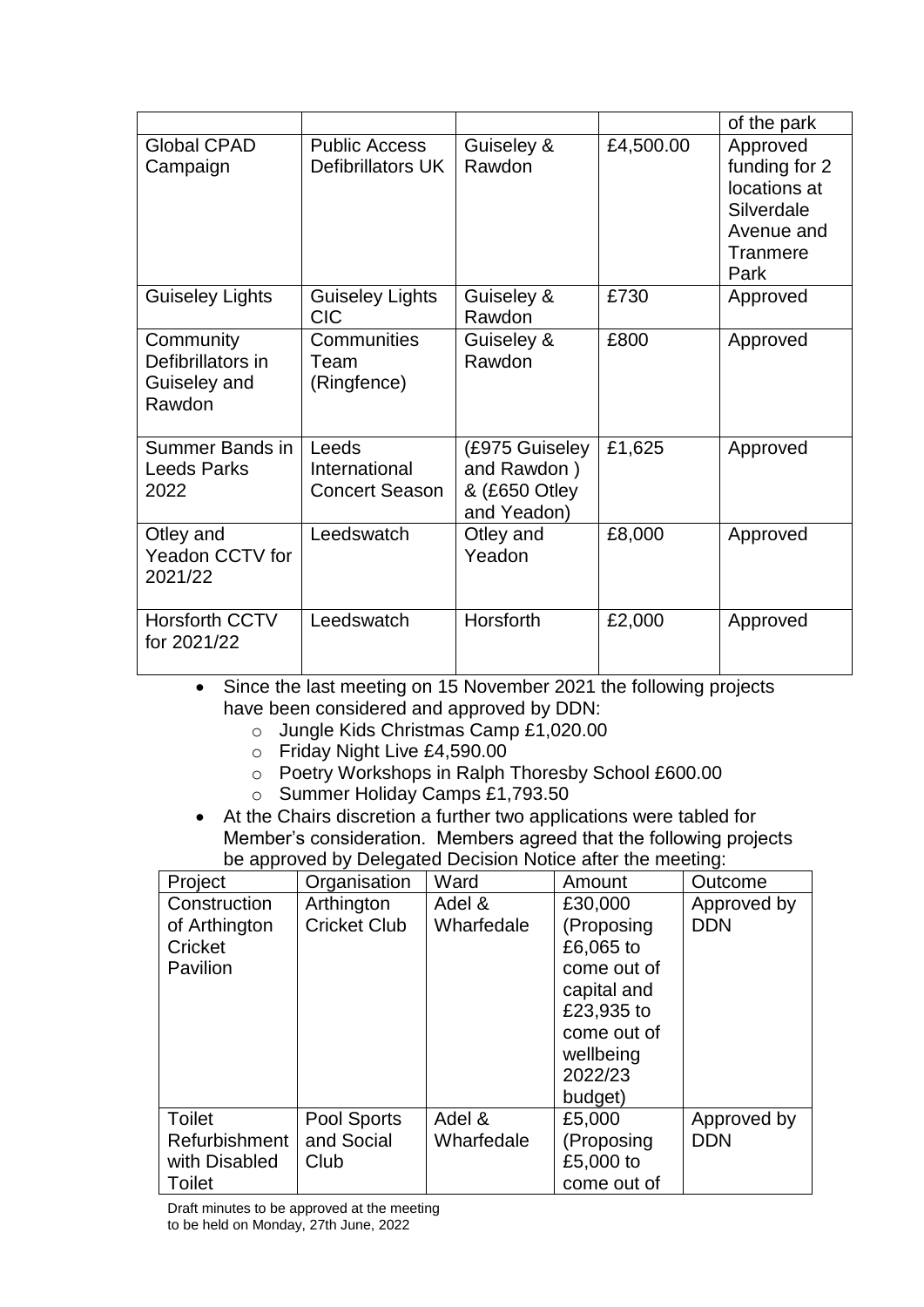| | | | | of the park |
|---|---|---|---|---|
| Global CPAD Campaign | Public Access Defibrillators UK | Guiseley & Rawdon | £4,500.00 | Approved funding for 2 locations at Silverdale Avenue and Tranmere Park |
| Guiseley Lights | Guiseley Lights CIC | Guiseley & Rawdon | £730 | Approved |
| Community Defibrillators in Guiseley and Rawdon | Communities Team (Ringfence) | Guiseley & Rawdon | £800 | Approved |
| Summer Bands in Leeds Parks 2022 | Leeds International Concert Season | (£975 Guiseley and Rawdon ) & (£650 Otley and Yeadon) | £1,625 | Approved |
| Otley and Yeadon CCTV for 2021/22 | Leedswatch | Otley and Yeadon | £8,000 | Approved |
| Horsforth CCTV for 2021/22 | Leedswatch | Horsforth | £2,000 | Approved |

- Since the last meeting on 15 November 2021 the following projects have been considered and approved by DDN:
  - Jungle Kids Christmas Camp £1,020.00
  - Friday Night Live £4,590.00
  - Poetry Workshops in Ralph Thoresby School £600.00
  - Summer Holiday Camps £1,793.50
- At the Chairs discretion a further two applications were tabled for Member's consideration. Members agreed that the following projects be approved by Delegated Decision Notice after the meeting:

| Project | Organisation | Ward | Amount | Outcome |
|---|---|---|---|---|
| Construction of Arthington Cricket Pavilion | Arthington Cricket Club | Adel & Wharfedale | £30,000 (Proposing £6,065 to come out of capital and £23,935 to come out of wellbeing 2022/23 budget) | Approved by DDN |
| Toilet Refurbishment with Disabled Toilet | Pool Sports and Social Club | Adel & Wharfedale | £5,000 (Proposing £5,000 to come out of | Approved by DDN |

Draft minutes to be approved at the meeting
to be held on Monday, 27th June, 2022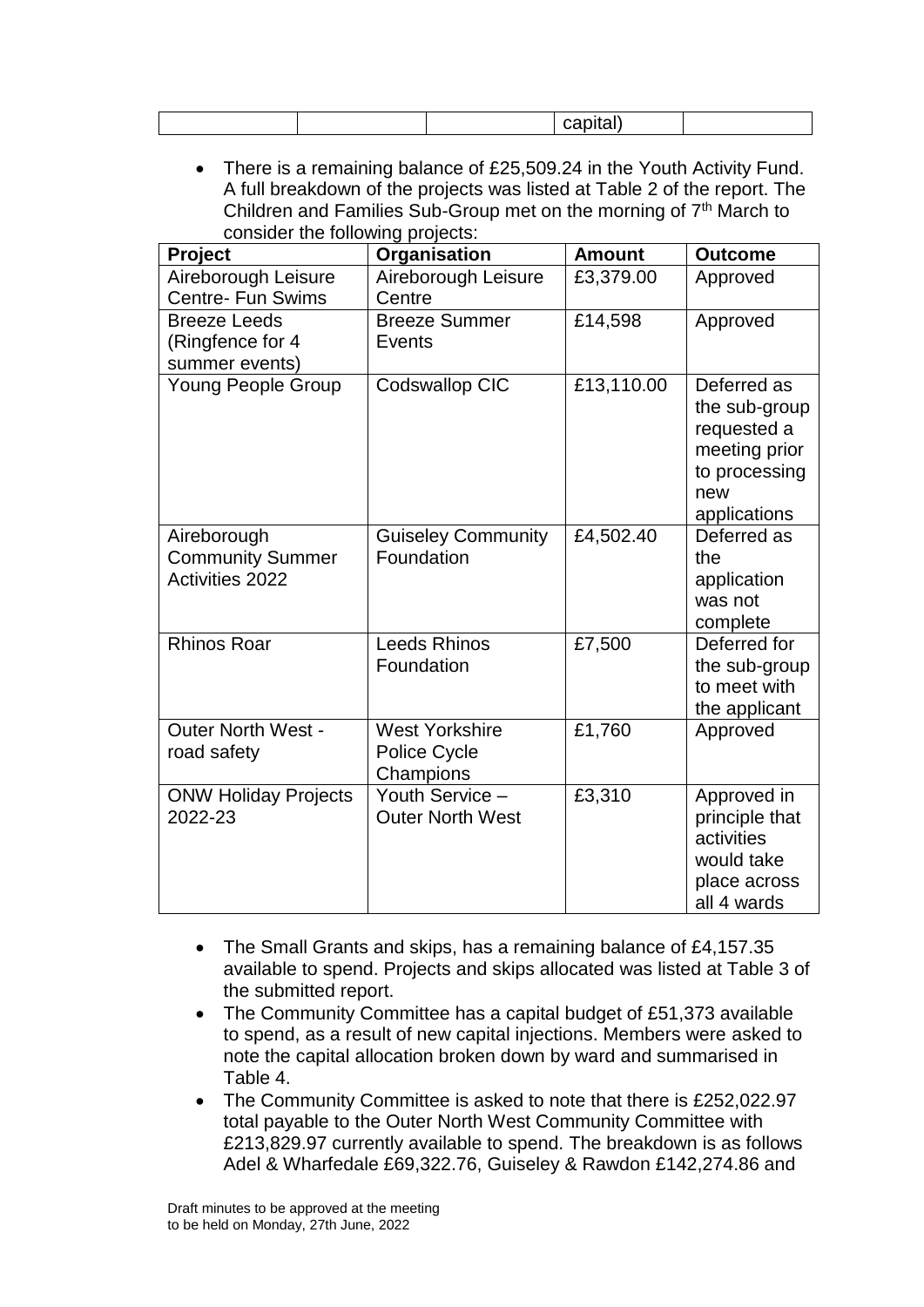| | | | capital) | |
|---|---|---|---|---|

- There is a remaining balance of £25,509.24 in the Youth Activity Fund. A full breakdown of the projects was listed at Table 2 of the report. The Children and Families Sub-Group met on the morning of 7th March to consider the following projects:

| Project | Organisation | Amount | Outcome |
|---|---|---|---|
| Aireborough Leisure Centre- Fun Swims | Aireborough Leisure Centre | £3,379.00 | Approved |
| Breeze Leeds (Ringfence for 4 summer events) | Breeze Summer Events | £14,598 | Approved |
| Young People Group | Codswallop CIC | £13,110.00 | Deferred as the sub-group requested a meeting prior to processing new applications |
| Aireborough Community Summer Activities 2022 | Guiseley Community Foundation | £4,502.40 | Deferred as the application was not complete |
| Rhinos Roar | Leeds Rhinos Foundation | £7,500 | Deferred for the sub-group to meet with the applicant |
| Outer North West - road safety | West Yorkshire Police Cycle Champions | £1,760 | Approved |
| ONW Holiday Projects 2022-23 | Youth Service – Outer North West | £3,310 | Approved in principle that activities would take place across all 4 wards |

- The Small Grants and skips, has a remaining balance of £4,157.35 available to spend. Projects and skips allocated was listed at Table 3 of the submitted report.
- The Community Committee has a capital budget of £51,373 available to spend, as a result of new capital injections. Members were asked to note the capital allocation broken down by ward and summarised in Table 4.
- The Community Committee is asked to note that there is £252,022.97 total payable to the Outer North West Community Committee with £213,829.97 currently available to spend. The breakdown is as follows Adel & Wharfedale £69,322.76, Guiseley & Rawdon £142,274.86 and

Draft minutes to be approved at the meeting to be held on Monday, 27th June, 2022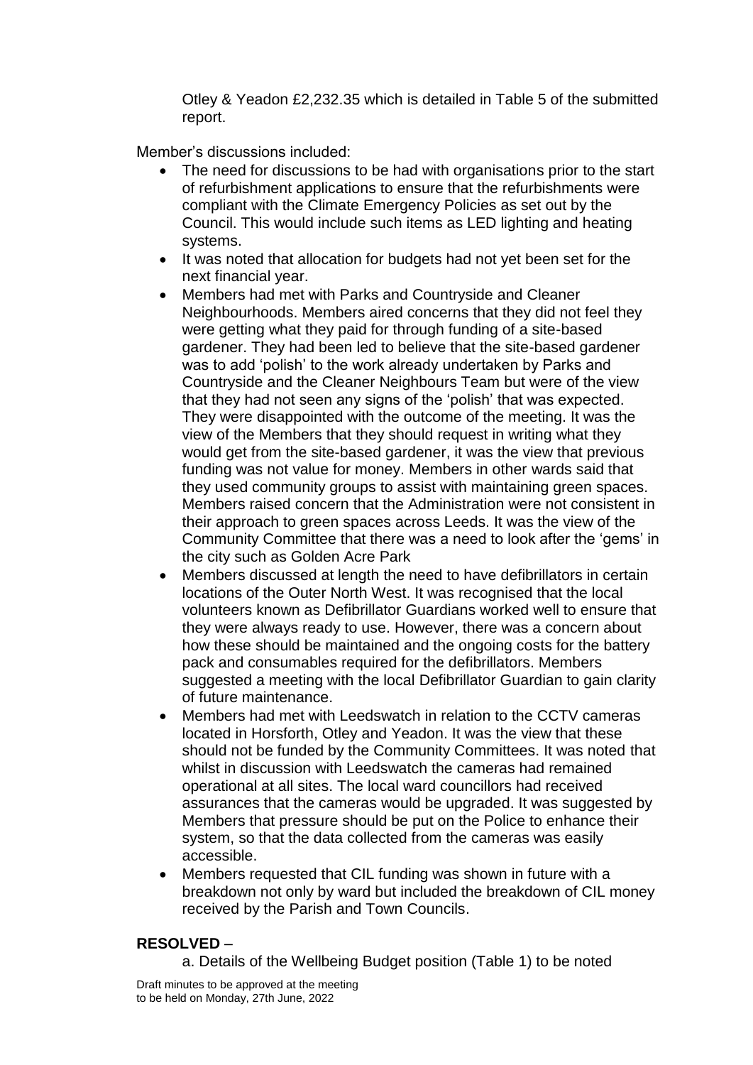Otley & Yeadon £2,232.35 which is detailed in Table 5 of the submitted report.

Member's discussions included:

- The need for discussions to be had with organisations prior to the start of refurbishment applications to ensure that the refurbishments were compliant with the Climate Emergency Policies as set out by the Council. This would include such items as LED lighting and heating systems.
- It was noted that allocation for budgets had not yet been set for the next financial year.
- Members had met with Parks and Countryside and Cleaner Neighbourhoods. Members aired concerns that they did not feel they were getting what they paid for through funding of a site-based gardener. They had been led to believe that the site-based gardener was to add 'polish' to the work already undertaken by Parks and Countryside and the Cleaner Neighbours Team but were of the view that they had not seen any signs of the 'polish' that was expected. They were disappointed with the outcome of the meeting. It was the view of the Members that they should request in writing what they would get from the site-based gardener, it was the view that previous funding was not value for money. Members in other wards said that they used community groups to assist with maintaining green spaces. Members raised concern that the Administration were not consistent in their approach to green spaces across Leeds. It was the view of the Community Committee that there was a need to look after the 'gems' in the city such as Golden Acre Park
- Members discussed at length the need to have defibrillators in certain locations of the Outer North West. It was recognised that the local volunteers known as Defibrillator Guardians worked well to ensure that they were always ready to use. However, there was a concern about how these should be maintained and the ongoing costs for the battery pack and consumables required for the defibrillators. Members suggested a meeting with the local Defibrillator Guardian to gain clarity of future maintenance.
- Members had met with Leedswatch in relation to the CCTV cameras located in Horsforth, Otley and Yeadon. It was the view that these should not be funded by the Community Committees. It was noted that whilst in discussion with Leedswatch the cameras had remained operational at all sites. The local ward councillors had received assurances that the cameras would be upgraded. It was suggested by Members that pressure should be put on the Police to enhance their system, so that the data collected from the cameras was easily accessible.
- Members requested that CIL funding was shown in future with a breakdown not only by ward but included the breakdown of CIL money received by the Parish and Town Councils.

**RESOLVED** –

a. Details of the Wellbeing Budget position (Table 1) to be noted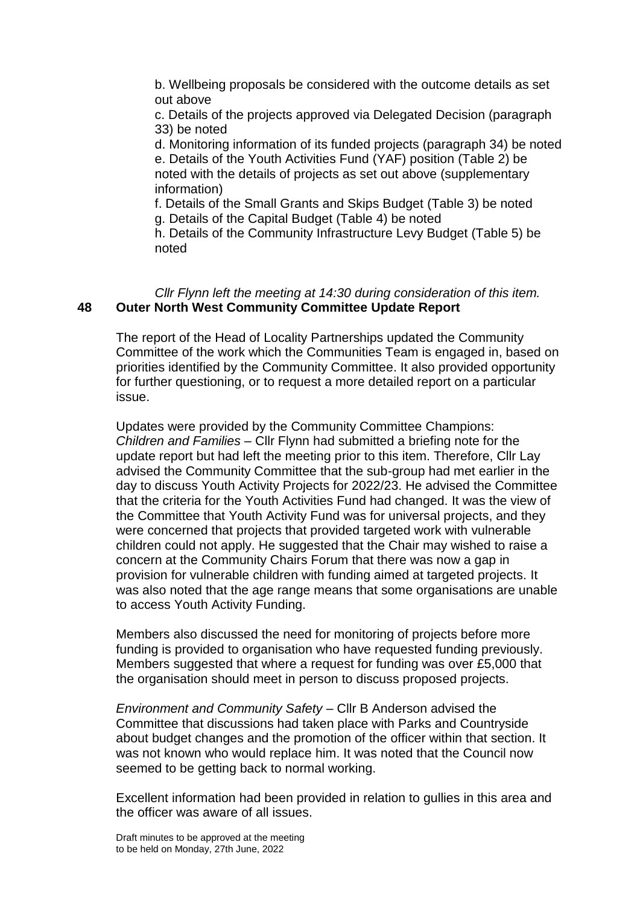b. Wellbeing proposals be considered with the outcome details as set out above

c. Details of the projects approved via Delegated Decision (paragraph 33) be noted

d. Monitoring information of its funded projects (paragraph 34) be noted

e. Details of the Youth Activities Fund (YAF) position (Table 2) be noted with the details of projects as set out above (supplementary information)

f. Details of the Small Grants and Skips Budget (Table 3) be noted

g. Details of the Capital Budget (Table 4) be noted

h. Details of the Community Infrastructure Levy Budget (Table 5) be noted

*Cllr Flynn left the meeting at 14:30 during consideration of this item.*

## 48 Outer North West Community Committee Update Report

The report of the Head of Locality Partnerships updated the Community Committee of the work which the Communities Team is engaged in, based on priorities identified by the Community Committee. It also provided opportunity for further questioning, or to request a more detailed report on a particular issue.

Updates were provided by the Community Committee Champions:
*Children and Families* – Cllr Flynn had submitted a briefing note for the update report but had left the meeting prior to this item. Therefore, Cllr Lay advised the Community Committee that the sub-group had met earlier in the day to discuss Youth Activity Projects for 2022/23. He advised the Committee that the criteria for the Youth Activities Fund had changed. It was the view of the Committee that Youth Activity Fund was for universal projects, and they were concerned that projects that provided targeted work with vulnerable children could not apply. He suggested that the Chair may wished to raise a concern at the Community Chairs Forum that there was now a gap in provision for vulnerable children with funding aimed at targeted projects. It was also noted that the age range means that some organisations are unable to access Youth Activity Funding.

Members also discussed the need for monitoring of projects before more funding is provided to organisation who have requested funding previously. Members suggested that where a request for funding was over £5,000 that the organisation should meet in person to discuss proposed projects.

*Environment and Community Safety* – Cllr B Anderson advised the Committee that discussions had taken place with Parks and Countryside about budget changes and the promotion of the officer within that section. It was not known who would replace him. It was noted that the Council now seemed to be getting back to normal working.

Excellent information had been provided in relation to gullies in this area and the officer was aware of all issues.

Draft minutes to be approved at the meeting
to be held on Monday, 27th June, 2022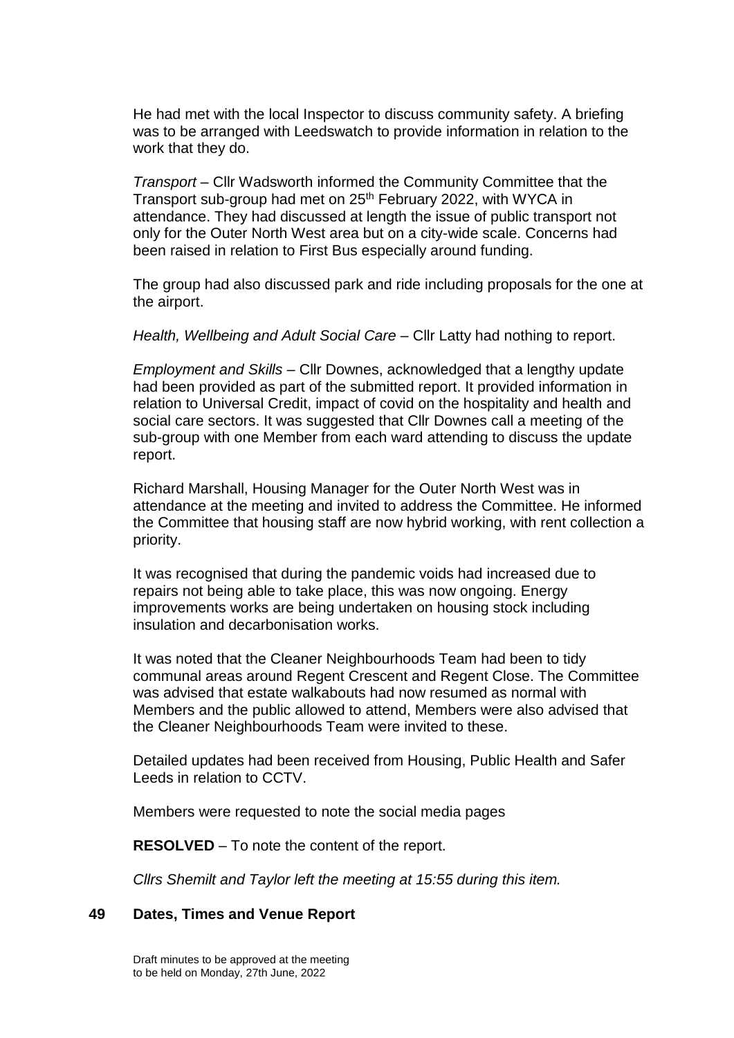He had met with the local Inspector to discuss community safety. A briefing was to be arranged with Leedswatch to provide information in relation to the work that they do.

*Transport* – Cllr Wadsworth informed the Community Committee that the Transport sub-group had met on 25th February 2022, with WYCA in attendance. They had discussed at length the issue of public transport not only for the Outer North West area but on a city-wide scale. Concerns had been raised in relation to First Bus especially around funding.

The group had also discussed park and ride including proposals for the one at the airport.

*Health, Wellbeing and Adult Social Care* – Cllr Latty had nothing to report.

*Employment and Skills* – Cllr Downes, acknowledged that a lengthy update had been provided as part of the submitted report. It provided information in relation to Universal Credit, impact of covid on the hospitality and health and social care sectors. It was suggested that Cllr Downes call a meeting of the sub-group with one Member from each ward attending to discuss the update report.

Richard Marshall, Housing Manager for the Outer North West was in attendance at the meeting and invited to address the Committee. He informed the Committee that housing staff are now hybrid working, with rent collection a priority.

It was recognised that during the pandemic voids had increased due to repairs not being able to take place, this was now ongoing. Energy improvements works are being undertaken on housing stock including insulation and decarbonisation works.

It was noted that the Cleaner Neighbourhoods Team had been to tidy communal areas around Regent Crescent and Regent Close. The Committee was advised that estate walkabouts had now resumed as normal with Members and the public allowed to attend, Members were also advised that the Cleaner Neighbourhoods Team were invited to these.

Detailed updates had been received from Housing, Public Health and Safer Leeds in relation to CCTV.

Members were requested to note the social media pages

**RESOLVED** – To note the content of the report.

*Cllrs Shemilt and Taylor left the meeting at 15:55 during this item.*

## 49 Dates, Times and Venue Report

Draft minutes to be approved at the meeting to be held on Monday, 27th June, 2022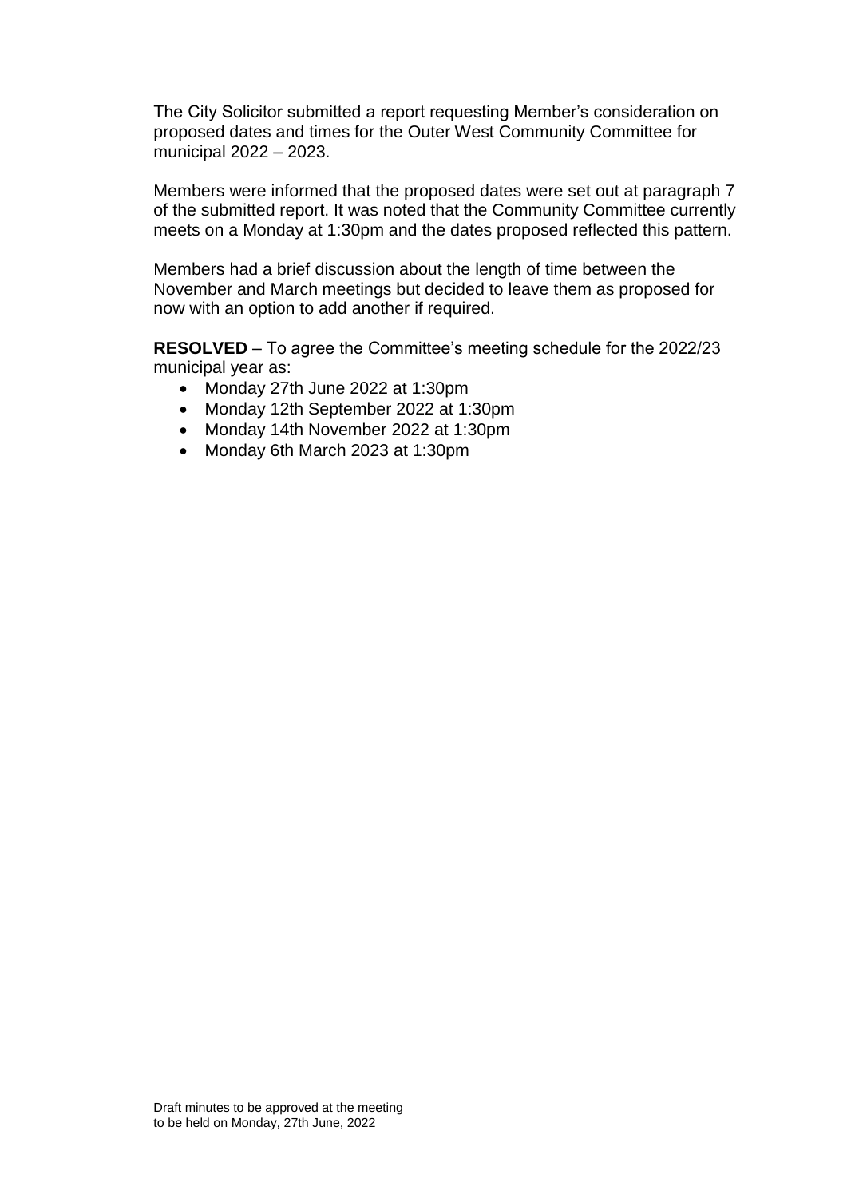The City Solicitor submitted a report requesting Member's consideration on proposed dates and times for the Outer West Community Committee for municipal 2022 – 2023.

Members were informed that the proposed dates were set out at paragraph 7 of the submitted report. It was noted that the Community Committee currently meets on a Monday at 1:30pm and the dates proposed reflected this pattern.

Members had a brief discussion about the length of time between the November and March meetings but decided to leave them as proposed for now with an option to add another if required.

**RESOLVED** – To agree the Committee's meeting schedule for the 2022/23 municipal year as:

- Monday 27th June 2022 at 1:30pm
- Monday 12th September 2022 at 1:30pm
- Monday 14th November 2022 at 1:30pm
- Monday 6th March 2023 at 1:30pm